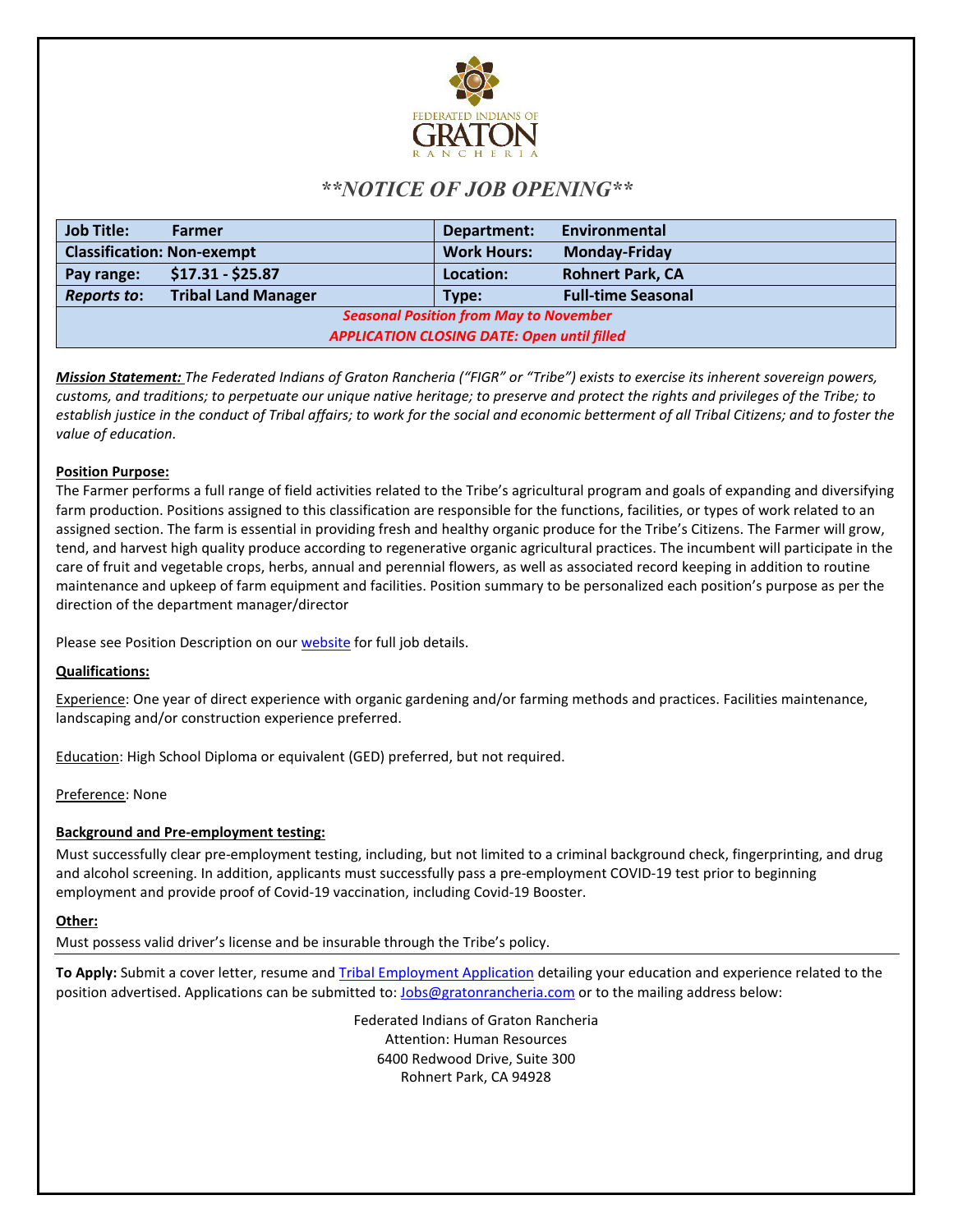FEDERATED INDIANS OF GRATON RANCHERIA

# \*\*NOTICE OF JOB OPENING\*\*

| Job Title: Farmer | Department: Environmental |
|---|---|
| Classification: Non-exempt | Work Hours: Monday-Friday |
| Pay range: $17.31 - $25.87 | Location: Rohnert Park, CA |
| *Reports to*: Tribal Land Manager | Type: Full-time Seasonal |
| *Seasonal Position from May to November* | |
| *APPLICATION CLOSING DATE: Open until filled* | |

***Mission Statement:*** *The Federated Indians of Graton Rancheria ("FIGR" or "Tribe") exists to exercise its inherent sovereign powers, customs, and traditions; to perpetuate our unique native heritage; to preserve and protect the rights and privileges of the Tribe; to establish justice in the conduct of Tribal affairs; to work for the social and economic betterment of all Tribal Citizens; and to foster the value of education.*

**Position Purpose:**

The Farmer performs a full range of field activities related to the Tribe's agricultural program and goals of expanding and diversifying farm production. Positions assigned to this classification are responsible for the functions, facilities, or types of work related to an assigned section. The farm is essential in providing fresh and healthy organic produce for the Tribe's Citizens. The Farmer will grow, tend, and harvest high quality produce according to regenerative organic agricultural practices. The incumbent will participate in the care of fruit and vegetable crops, herbs, annual and perennial flowers, as well as associated record keeping in addition to routine maintenance and upkeep of farm equipment and facilities. Position summary to be personalized each position's purpose as per the direction of the department manager/director

Please see Position Description on our website for full job details.

**Qualifications:**

Experience: One year of direct experience with organic gardening and/or farming methods and practices. Facilities maintenance, landscaping and/or construction experience preferred.

Education: High School Diploma or equivalent (GED) preferred, but not required.

Preference: None

**Background and Pre-employment testing:**

Must successfully clear pre-employment testing, including, but not limited to a criminal background check, fingerprinting, and drug and alcohol screening. In addition, applicants must successfully pass a pre-employment COVID-19 test prior to beginning employment and provide proof of Covid-19 vaccination, including Covid-19 Booster.

**Other:**

Must possess valid driver's license and be insurable through the Tribe's policy.

**To Apply:** Submit a cover letter, resume and Tribal Employment Application detailing your education and experience related to the position advertised. Applications can be submitted to: Jobs@gratonrancheria.com or to the mailing address below:

Federated Indians of Graton Rancheria
Attention: Human Resources
6400 Redwood Drive, Suite 300
Rohnert Park, CA 94928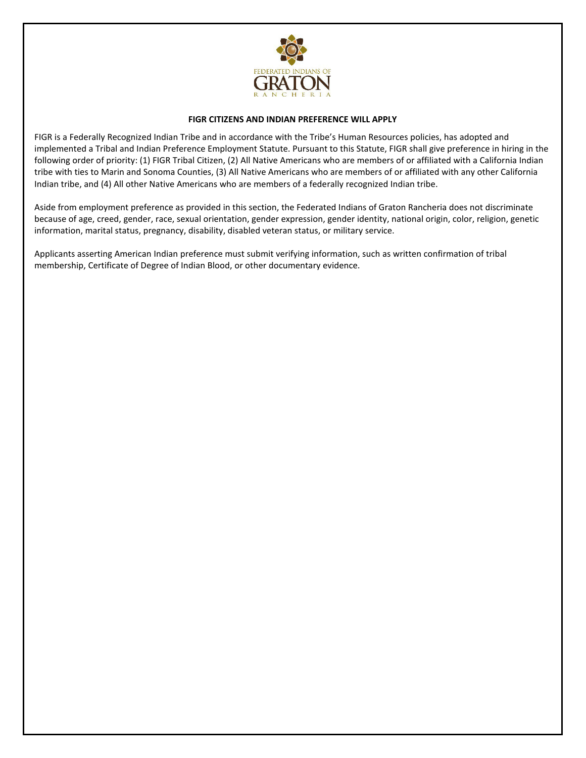FEDERATED INDIANS OF
GRATON
RANCHERIA

**FIGR CITIZENS AND INDIAN PREFERENCE WILL APPLY**

FIGR is a Federally Recognized Indian Tribe and in accordance with the Tribe's Human Resources policies, has adopted and implemented a Tribal and Indian Preference Employment Statute. Pursuant to this Statute, FIGR shall give preference in hiring in the following order of priority: (1) FIGR Tribal Citizen, (2) All Native Americans who are members of or affiliated with a California Indian tribe with ties to Marin and Sonoma Counties, (3) All Native Americans who are members of or affiliated with any other California Indian tribe, and (4) All other Native Americans who are members of a federally recognized Indian tribe.

Aside from employment preference as provided in this section, the Federated Indians of Graton Rancheria does not discriminate because of age, creed, gender, race, sexual orientation, gender expression, gender identity, national origin, color, religion, genetic information, marital status, pregnancy, disability, disabled veteran status, or military service.

Applicants asserting American Indian preference must submit verifying information, such as written confirmation of tribal membership, Certificate of Degree of Indian Blood, or other documentary evidence.